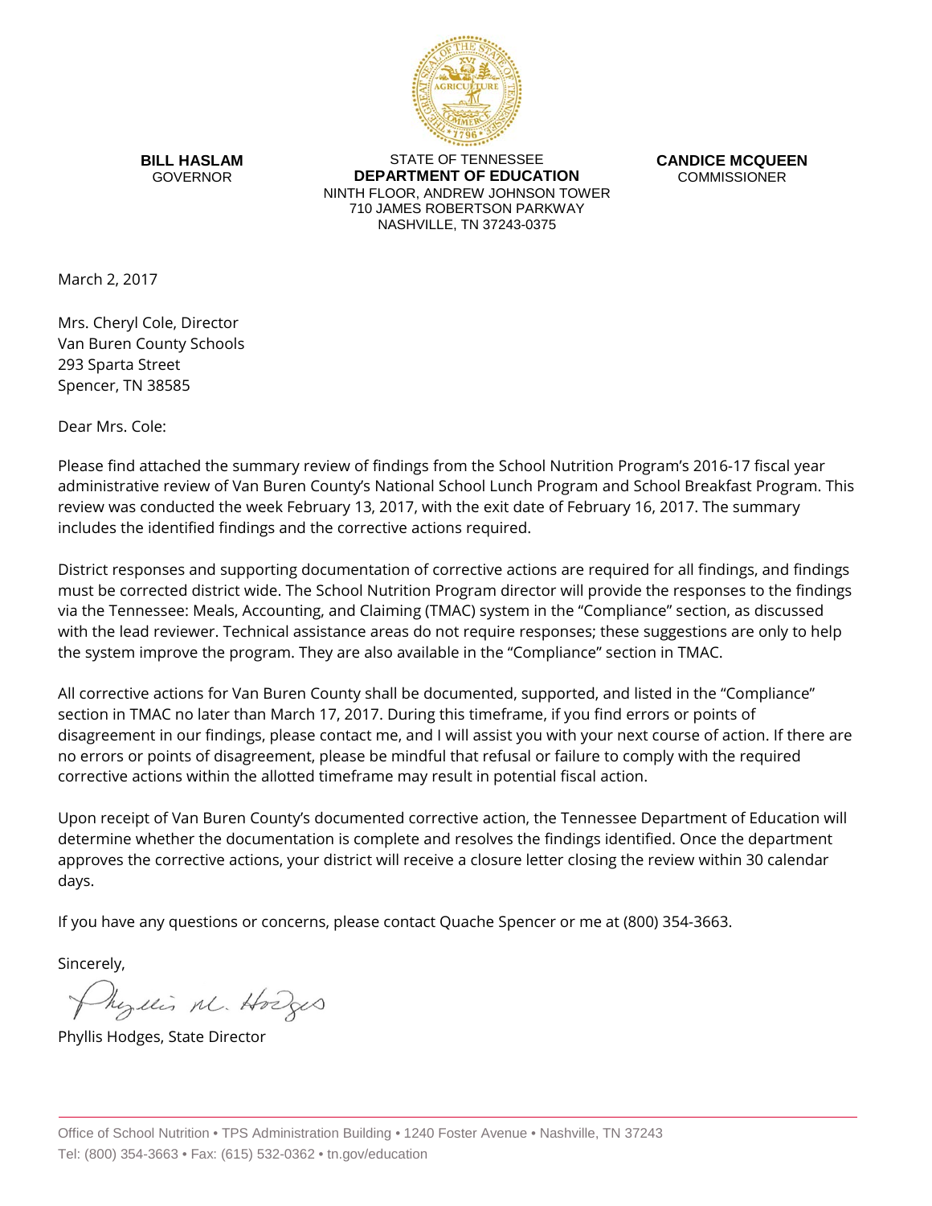**BILL HASLAM**
GOVERNOR

STATE OF TENNESSEE
**DEPARTMENT OF EDUCATION**
NINTH FLOOR, ANDREW JOHNSON TOWER
710 JAMES ROBERTSON PARKWAY
NASHVILLE, TN 37243-0375

**CANDICE MCQUEEN**
COMMISSIONER

March 2, 2017

Mrs. Cheryl Cole, Director
Van Buren County Schools
293 Sparta Street
Spencer, TN 38585

Dear Mrs. Cole:

Please find attached the summary review of findings from the School Nutrition Program's 2016-17 fiscal year administrative review of Van Buren County's National School Lunch Program and School Breakfast Program. This review was conducted the week February 13, 2017, with the exit date of February 16, 2017. The summary includes the identified findings and the corrective actions required.

District responses and supporting documentation of corrective actions are required for all findings, and findings must be corrected district wide. The School Nutrition Program director will provide the responses to the findings via the Tennessee: Meals, Accounting, and Claiming (TMAC) system in the "Compliance" section, as discussed with the lead reviewer. Technical assistance areas do not require responses; these suggestions are only to help the system improve the program. They are also available in the "Compliance" section in TMAC.

All corrective actions for Van Buren County shall be documented, supported, and listed in the "Compliance" section in TMAC no later than March 17, 2017. During this timeframe, if you find errors or points of disagreement in our findings, please contact me, and I will assist you with your next course of action. If there are no errors or points of disagreement, please be mindful that refusal or failure to comply with the required corrective actions within the allotted timeframe may result in potential fiscal action.

Upon receipt of Van Buren County's documented corrective action, the Tennessee Department of Education will determine whether the documentation is complete and resolves the findings identified. Once the department approves the corrective actions, your district will receive a closure letter closing the review within 30 calendar days.

If you have any questions or concerns, please contact Quache Spencer or me at (800) 354-3663.

Sincerely,

Phyllis M. Hodges

Phyllis Hodges, State Director

Office of School Nutrition • TPS Administration Building • 1240 Foster Avenue • Nashville, TN 37243
Tel: (800) 354-3663 • Fax: (615) 532-0362 • tn.gov/education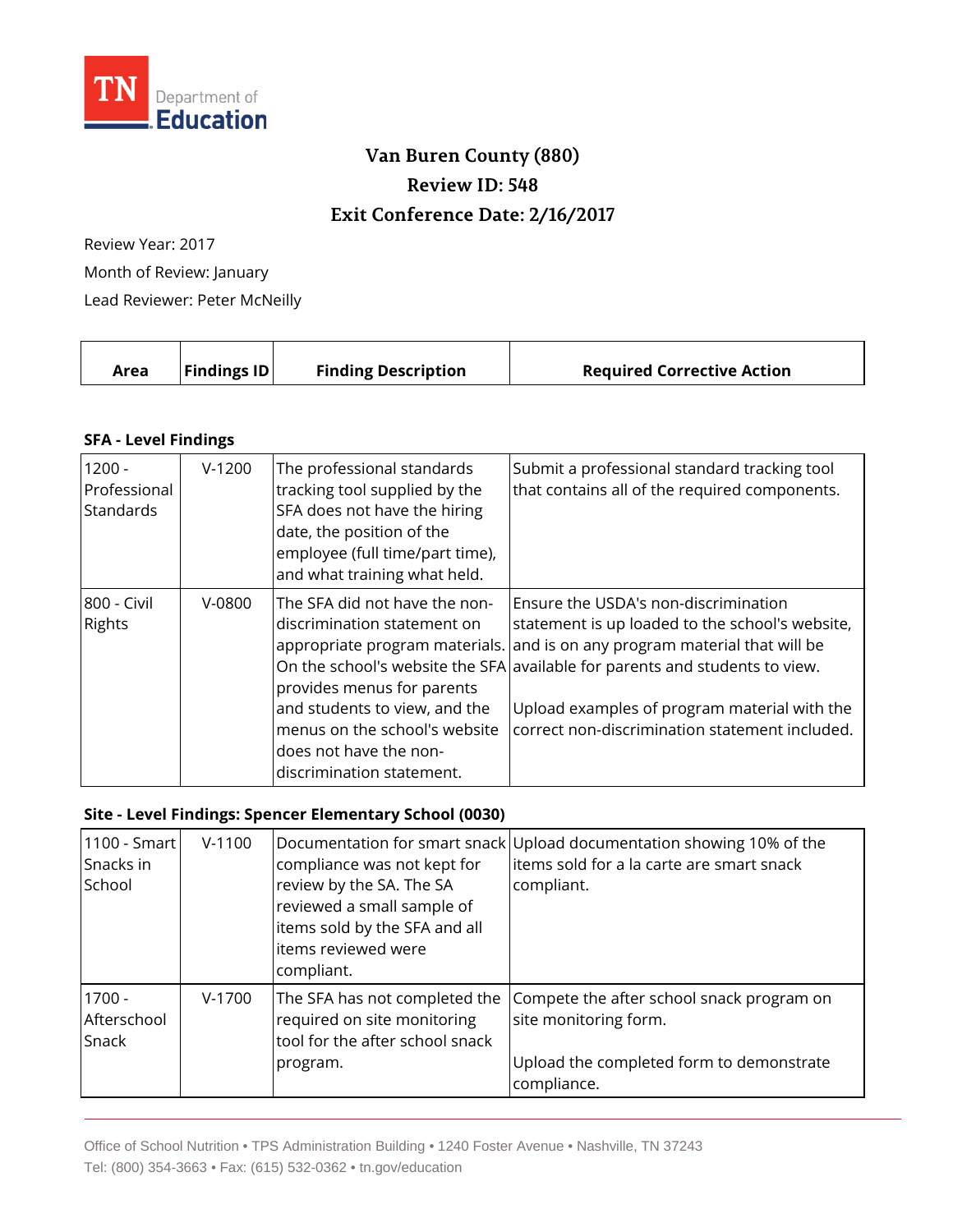TN Department of Education

# Van Buren County (880)
## Review ID: 548
## Exit Conference Date: 2/16/2017

Review Year: 2017

Month of Review: January

Lead Reviewer: Peter McNeilly

| Area | Findings ID | Finding Description | Required Corrective Action |
|---|---|---|---|

**SFA - Level Findings**

| Area | Findings ID | Finding Description | Required Corrective Action |
|---|---|---|---|
| 1200 - Professional Standards | V-1200 | The professional standards tracking tool supplied by the SFA does not have the hiring date, the position of the employee (full time/part time), and what training what held. | Submit a professional standard tracking tool that contains all of the required components. |
| 800 - Civil Rights | V-0800 | The SFA did not have the non-discrimination statement on appropriate program materials. On the school's website the SFA provides menus for parents and students to view, and the menus on the school's website does not have the non-discrimination statement. | Ensure the USDA's non-discrimination statement is up loaded to the school's website, and is on any program material that will be available for parents and students to view.<br><br>Upload examples of program material with the correct non-discrimination statement included. |

**Site - Level Findings: Spencer Elementary School (0030)**

| Area | Findings ID | Finding Description | Required Corrective Action |
|---|---|---|---|
| 1100 - Smart Snacks in School | V-1100 | Documentation for smart snack compliance was not kept for review by the SA. The SA reviewed a small sample of items sold by the SFA and all items reviewed were compliant. | Upload documentation showing 10% of the items sold for a la carte are smart snack compliant. |
| 1700 - Afterschool Snack | V-1700 | The SFA has not completed the required on site monitoring tool for the after school snack program. | Compete the after school snack program on site monitoring form.<br><br>Upload the completed form to demonstrate compliance. |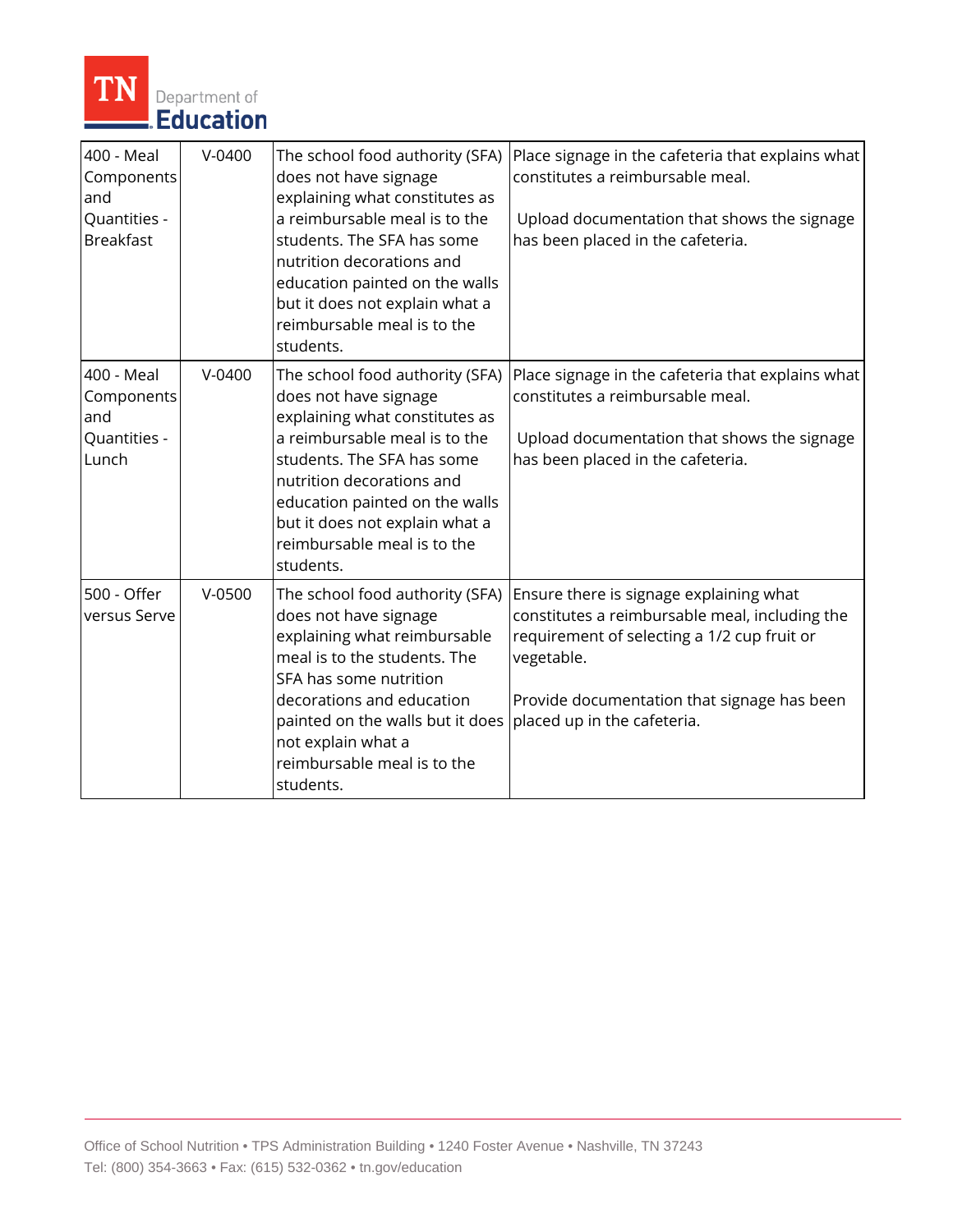| | | | |
|---|---|---|---|
| 400 - Meal Components and Quantities - Breakfast | V-0400 | The school food authority (SFA) does not have signage explaining what constitutes as a reimbursable meal is to the students. The SFA has some nutrition decorations and education painted on the walls but it does not explain what a reimbursable meal is to the students. | Place signage in the cafeteria that explains what constitutes a reimbursable meal.<br><br>Upload documentation that shows the signage has been placed in the cafeteria. |
| 400 - Meal Components and Quantities - Lunch | V-0400 | The school food authority (SFA) does not have signage explaining what constitutes as a reimbursable meal is to the students. The SFA has some nutrition decorations and education painted on the walls but it does not explain what a reimbursable meal is to the students. | Place signage in the cafeteria that explains what constitutes a reimbursable meal.<br><br>Upload documentation that shows the signage has been placed in the cafeteria. |
| 500 - Offer versus Serve | V-0500 | The school food authority (SFA) does not have signage explaining what reimbursable meal is to the students. The SFA has some nutrition decorations and education painted on the walls but it does not explain what a reimbursable meal is to the students. | Ensure there is signage explaining what constitutes a reimbursable meal, including the requirement of selecting a 1/2 cup fruit or vegetable.<br><br>Provide documentation that signage has been placed up in the cafeteria. |